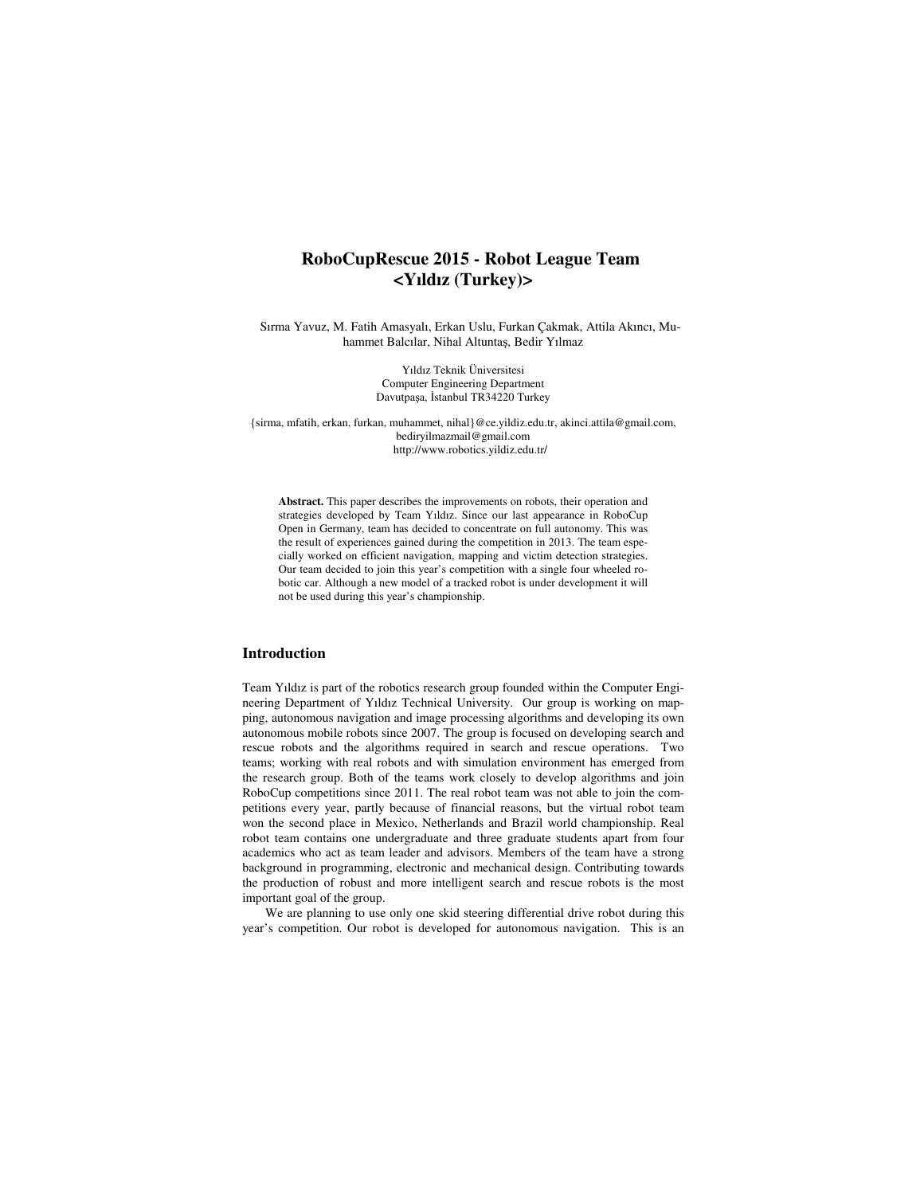# RoboCupRescue 2015 - Robot League Team <Yıldız (Turkey)>

Sırma Yavuz, M. Fatih Amasyalı, Erkan Uslu, Furkan Çakmak, Attila Akıncı, Muhammet Balcılar, Nihal Altuntaş, Bedir Yılmaz

Yıldız Teknik Üniversitesi
Computer Engineering Department
Davutpaşa, İstanbul TR34220 Turkey

{sirma, mfatih, erkan, furkan, muhammet, nihal}@ce.yildiz.edu.tr, akinci.attila@gmail.com, bediryilmazmail@gmail.com
http://www.robotics.yildiz.edu.tr/

**Abstract.** This paper describes the improvements on robots, their operation and strategies developed by Team Yıldız. Since our last appearance in RoboCup Open in Germany, team has decided to concentrate on full autonomy. This was the result of experiences gained during the competition in 2013. The team especially worked on efficient navigation, mapping and victim detection strategies. Our team decided to join this year's competition with a single four wheeled robotic car. Although a new model of a tracked robot is under development it will not be used during this year's championship.

## Introduction

Team Yıldız is part of the robotics research group founded within the Computer Engineering Department of Yıldız Technical University. Our group is working on mapping, autonomous navigation and image processing algorithms and developing its own autonomous mobile robots since 2007. The group is focused on developing search and rescue robots and the algorithms required in search and rescue operations. Two teams; working with real robots and with simulation environment has emerged from the research group. Both of the teams work closely to develop algorithms and join RoboCup competitions since 2011. The real robot team was not able to join the competitions every year, partly because of financial reasons, but the virtual robot team won the second place in Mexico, Netherlands and Brazil world championship. Real robot team contains one undergraduate and three graduate students apart from four academics who act as team leader and advisors. Members of the team have a strong background in programming, electronic and mechanical design. Contributing towards the production of robust and more intelligent search and rescue robots is the most important goal of the group.

We are planning to use only one skid steering differential drive robot during this year's competition. Our robot is developed for autonomous navigation. This is an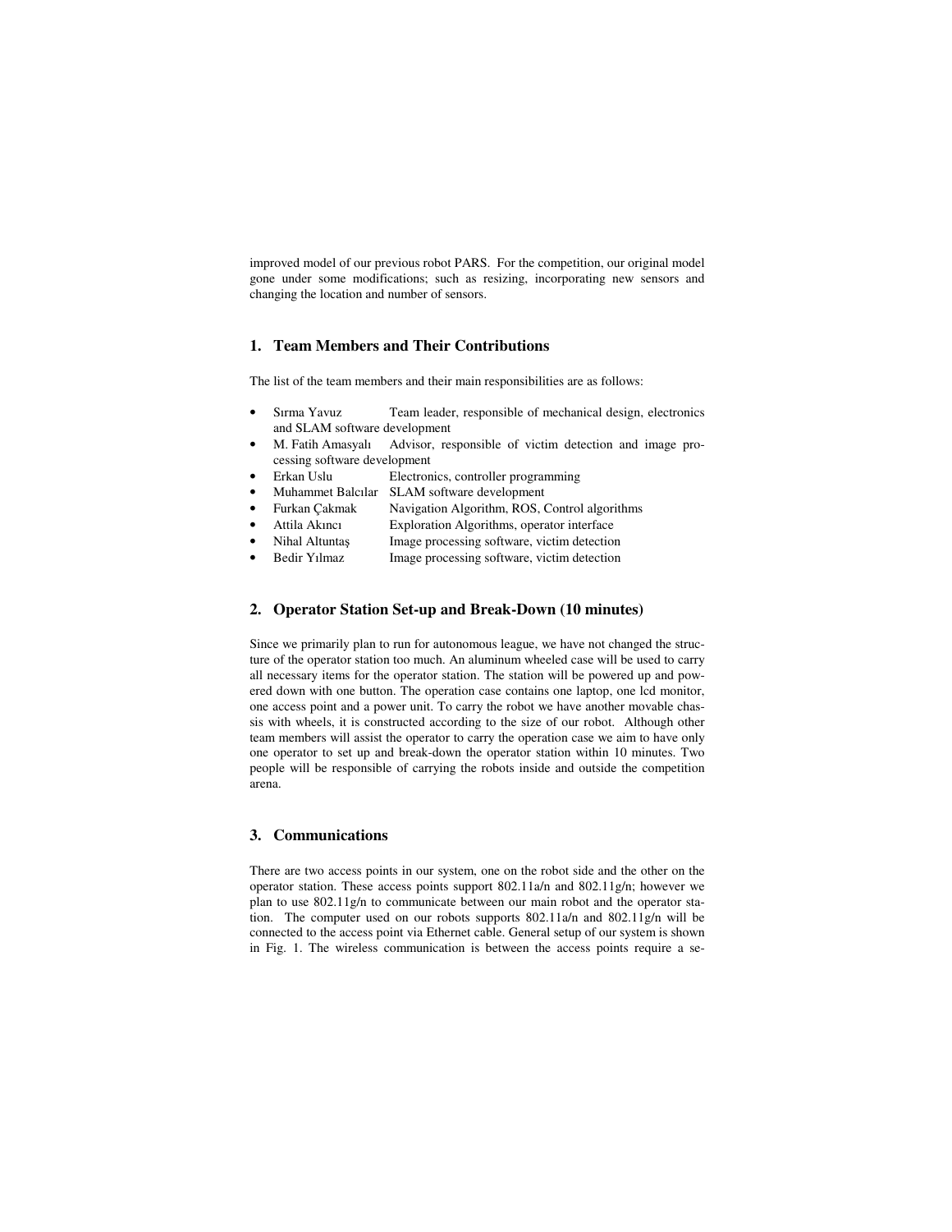improved model of our previous robot PARS. For the competition, our original model gone under some modifications; such as resizing, incorporating new sensors and changing the location and number of sensors.

## 1. Team Members and Their Contributions

The list of the team members and their main responsibilities are as follows:

- Sırma Yavuz Team leader, responsible of mechanical design, electronics and SLAM software development
- M. Fatih Amasyalı Advisor, responsible of victim detection and image processing software development
- Erkan Uslu Electronics, controller programming
- Muhammet Balcılar SLAM software development
- Furkan Çakmak Navigation Algorithm, ROS, Control algorithms
- Attila Akıncı Exploration Algorithms, operator interface
- Nihal Altuntaş Image processing software, victim detection
- Bedir Yılmaz Image processing software, victim detection

## 2. Operator Station Set-up and Break-Down (10 minutes)

Since we primarily plan to run for autonomous league, we have not changed the structure of the operator station too much. An aluminum wheeled case will be used to carry all necessary items for the operator station. The station will be powered up and powered down with one button. The operation case contains one laptop, one lcd monitor, one access point and a power unit. To carry the robot we have another movable chassis with wheels, it is constructed according to the size of our robot. Although other team members will assist the operator to carry the operation case we aim to have only one operator to set up and break-down the operator station within 10 minutes. Two people will be responsible of carrying the robots inside and outside the competition arena.

## 3. Communications

There are two access points in our system, one on the robot side and the other on the operator station. These access points support 802.11a/n and 802.11g/n; however we plan to use 802.11g/n to communicate between our main robot and the operator station. The computer used on our robots supports 802.11a/n and 802.11g/n will be connected to the access point via Ethernet cable. General setup of our system is shown in Fig. 1. The wireless communication is between the access points require a se-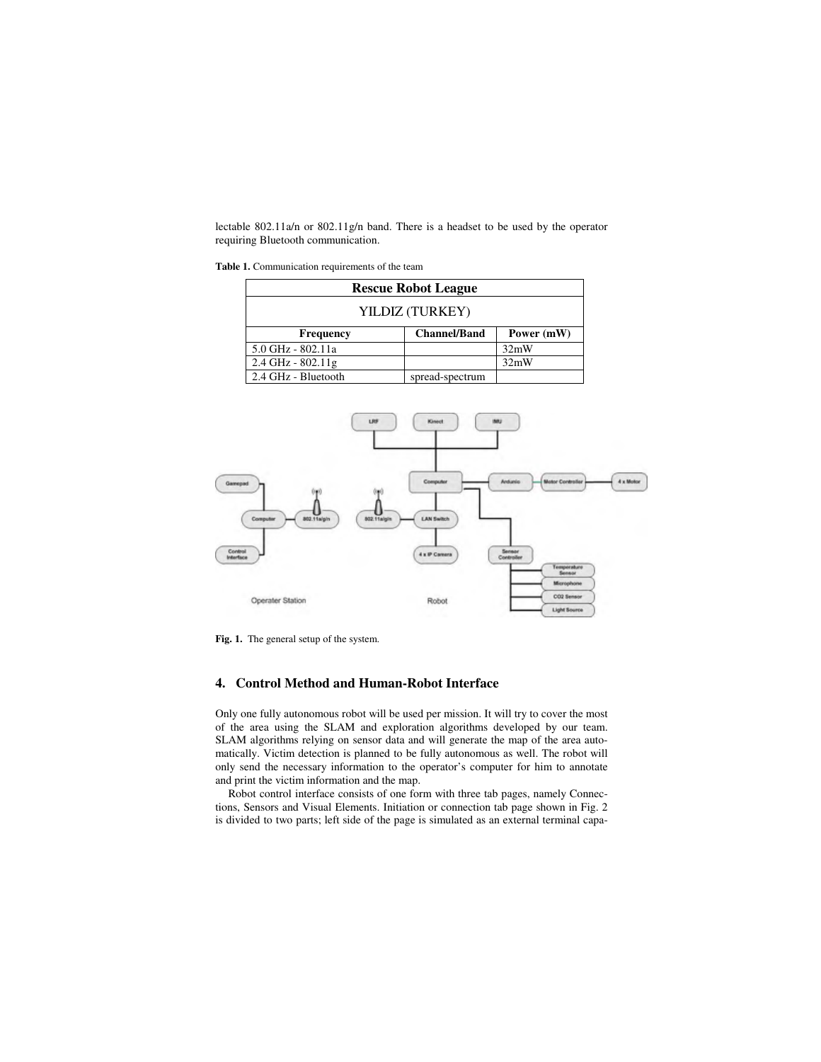lectable 802.11a/n or 802.11g/n band. There is a headset to be used by the operator requiring Bluetooth communication.

**Table 1.** Communication requirements of the team

| **Rescue Robot League** | | |
|---|---|---|
| YILDIZ (TURKEY) | | |
| **Frequency** | **Channel/Band** | **Power (mW)** |
| 5.0 GHz - 802.11a | | 32mW |
| 2.4 GHz - 802.11g | | 32mW |
| 2.4 GHz - Bluetooth | spread-spectrum | |

**Fig. 1.** The general setup of the system.

## 4. Control Method and Human-Robot Interface

Only one fully autonomous robot will be used per mission. It will try to cover the most of the area using the SLAM and exploration algorithms developed by our team. SLAM algorithms relying on sensor data and will generate the map of the area automatically. Victim detection is planned to be fully autonomous as well. The robot will only send the necessary information to the operator's computer for him to annotate and print the victim information and the map.

Robot control interface consists of one form with three tab pages, namely Connections, Sensors and Visual Elements. Initiation or connection tab page shown in Fig. 2 is divided to two parts; left side of the page is simulated as an external terminal capa-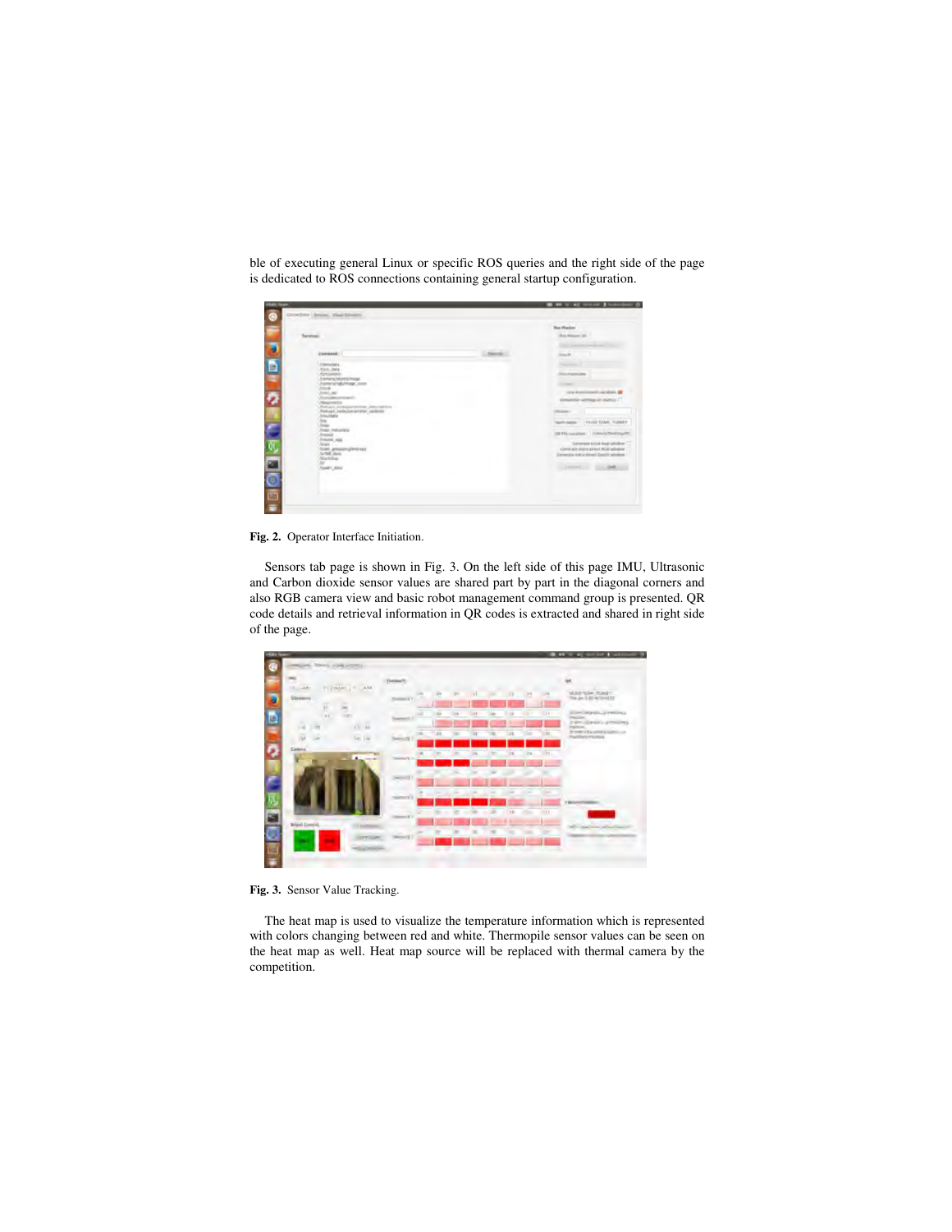ble of executing general Linux or specific ROS queries and the right side of the page is dedicated to ROS connections containing general startup configuration.

**Fig. 2.** Operator Interface Initiation.

Sensors tab page is shown in Fig. 3. On the left side of this page IMU, Ultrasonic and Carbon dioxide sensor values are shared part by part in the diagonal corners and also RGB camera view and basic robot management command group is presented. QR code details and retrieval information in QR codes is extracted and shared in right side of the page.

**Fig. 3.** Sensor Value Tracking.

The heat map is used to visualize the temperature information which is represented with colors changing between red and white. Thermopile sensor values can be seen on the heat map as well. Heat map source will be replaced with thermal camera by the competition.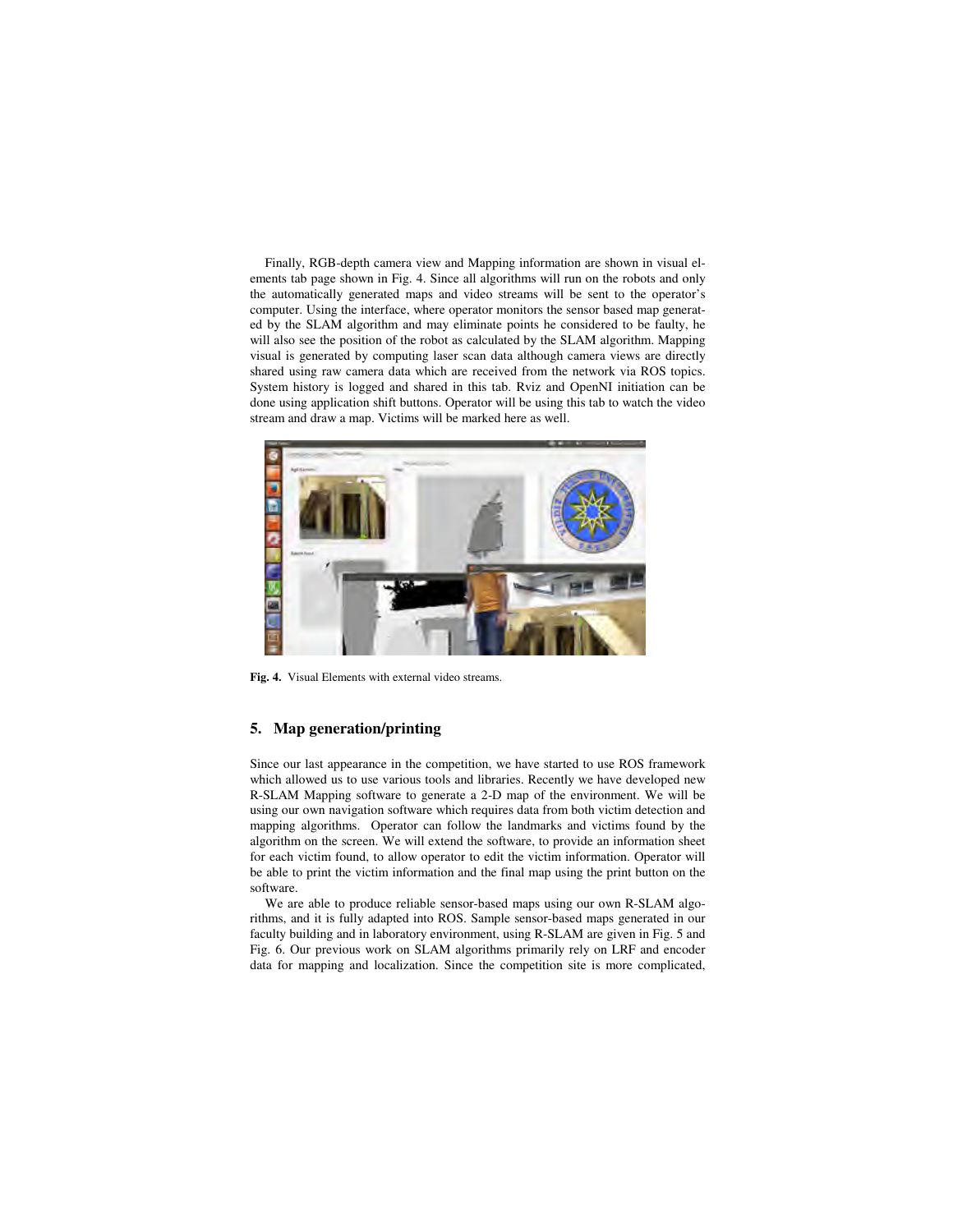Finally, RGB-depth camera view and Mapping information are shown in visual elements tab page shown in Fig. 4. Since all algorithms will run on the robots and only the automatically generated maps and video streams will be sent to the operator's computer. Using the interface, where operator monitors the sensor based map generated by the SLAM algorithm and may eliminate points he considered to be faulty, he will also see the position of the robot as calculated by the SLAM algorithm. Mapping visual is generated by computing laser scan data although camera views are directly shared using raw camera data which are received from the network via ROS topics. System history is logged and shared in this tab. Rviz and OpenNI initiation can be done using application shift buttons. Operator will be using this tab to watch the video stream and draw a map. Victims will be marked here as well.

**Fig. 4.** Visual Elements with external video streams.

## 5. Map generation/printing

Since our last appearance in the competition, we have started to use ROS framework which allowed us to use various tools and libraries. Recently we have developed new R-SLAM Mapping software to generate a 2-D map of the environment. We will be using our own navigation software which requires data from both victim detection and mapping algorithms. Operator can follow the landmarks and victims found by the algorithm on the screen. We will extend the software, to provide an information sheet for each victim found, to allow operator to edit the victim information. Operator will be able to print the victim information and the final map using the print button on the software.

We are able to produce reliable sensor-based maps using our own R-SLAM algorithms, and it is fully adapted into ROS. Sample sensor-based maps generated in our faculty building and in laboratory environment, using R-SLAM are given in Fig. 5 and Fig. 6. Our previous work on SLAM algorithms primarily rely on LRF and encoder data for mapping and localization. Since the competition site is more complicated,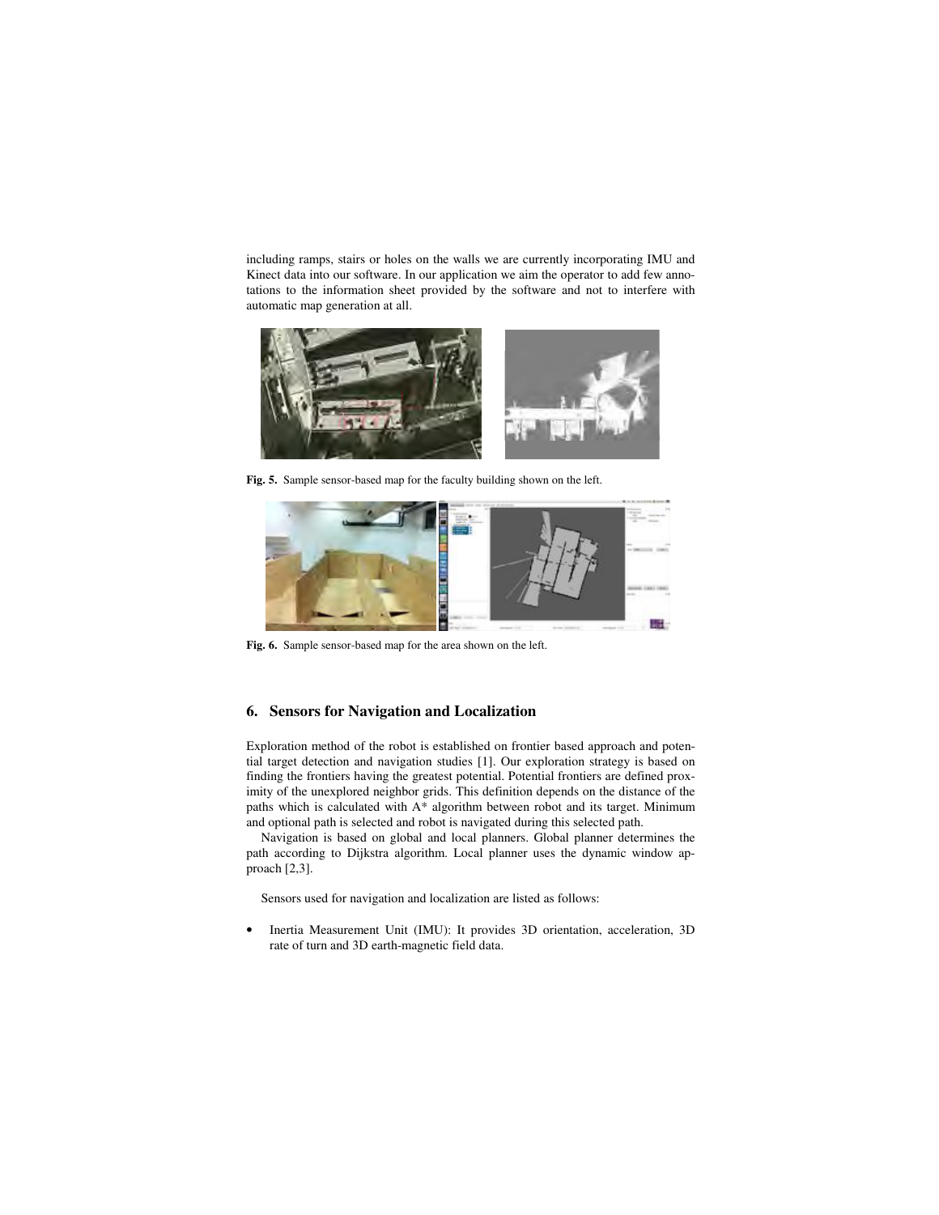including ramps, stairs or holes on the walls we are currently incorporating IMU and Kinect data into our software. In our application we aim the operator to add few annotations to the information sheet provided by the software and not to interfere with automatic map generation at all.

**Fig. 5.** Sample sensor-based map for the faculty building shown on the left.

**Fig. 6.** Sample sensor-based map for the area shown on the left.

## 6. Sensors for Navigation and Localization

Exploration method of the robot is established on frontier based approach and potential target detection and navigation studies [1]. Our exploration strategy is based on finding the frontiers having the greatest potential. Potential frontiers are defined proximity of the unexplored neighbor grids. This definition depends on the distance of the paths which is calculated with A* algorithm between robot and its target. Minimum and optional path is selected and robot is navigated during this selected path.

Navigation is based on global and local planners. Global planner determines the path according to Dijkstra algorithm. Local planner uses the dynamic window approach [2,3].

Sensors used for navigation and localization are listed as follows:

- Inertia Measurement Unit (IMU): It provides 3D orientation, acceleration, 3D rate of turn and 3D earth-magnetic field data.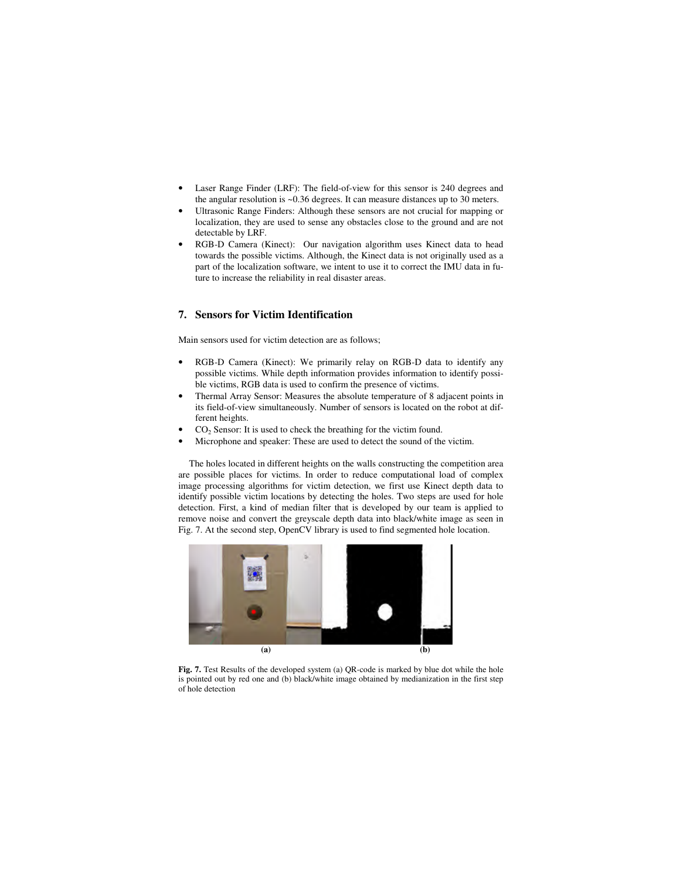- Laser Range Finder (LRF): The field-of-view for this sensor is 240 degrees and the angular resolution is ~0.36 degrees. It can measure distances up to 30 meters.
- Ultrasonic Range Finders: Although these sensors are not crucial for mapping or localization, they are used to sense any obstacles close to the ground and are not detectable by LRF.
- RGB-D Camera (Kinect): Our navigation algorithm uses Kinect data to head towards the possible victims. Although, the Kinect data is not originally used as a part of the localization software, we intent to use it to correct the IMU data in future to increase the reliability in real disaster areas.

## 7. Sensors for Victim Identification

Main sensors used for victim detection are as follows;

- RGB-D Camera (Kinect): We primarily relay on RGB-D data to identify any possible victims. While depth information provides information to identify possible victims, RGB data is used to confirm the presence of victims.
- Thermal Array Sensor: Measures the absolute temperature of 8 adjacent points in its field-of-view simultaneously. Number of sensors is located on the robot at different heights.
- $CO_2$ Sensor: It is used to check the breathing for the victim found.
- Microphone and speaker: These are used to detect the sound of the victim.

The holes located in different heights on the walls constructing the competition area are possible places for victims. In order to reduce computational load of complex image processing algorithms for victim detection, we first use Kinect depth data to identify possible victim locations by detecting the holes. Two steps are used for hole detection. First, a kind of median filter that is developed by our team is applied to remove noise and convert the greyscale depth data into black/white image as seen in Fig. 7. At the second step, OpenCV library is used to find segmented hole location.

(a) (b)

**Fig. 7.** Test Results of the developed system (a) QR-code is marked by blue dot while the hole is pointed out by red one and (b) black/white image obtained by medianization in the first step of hole detection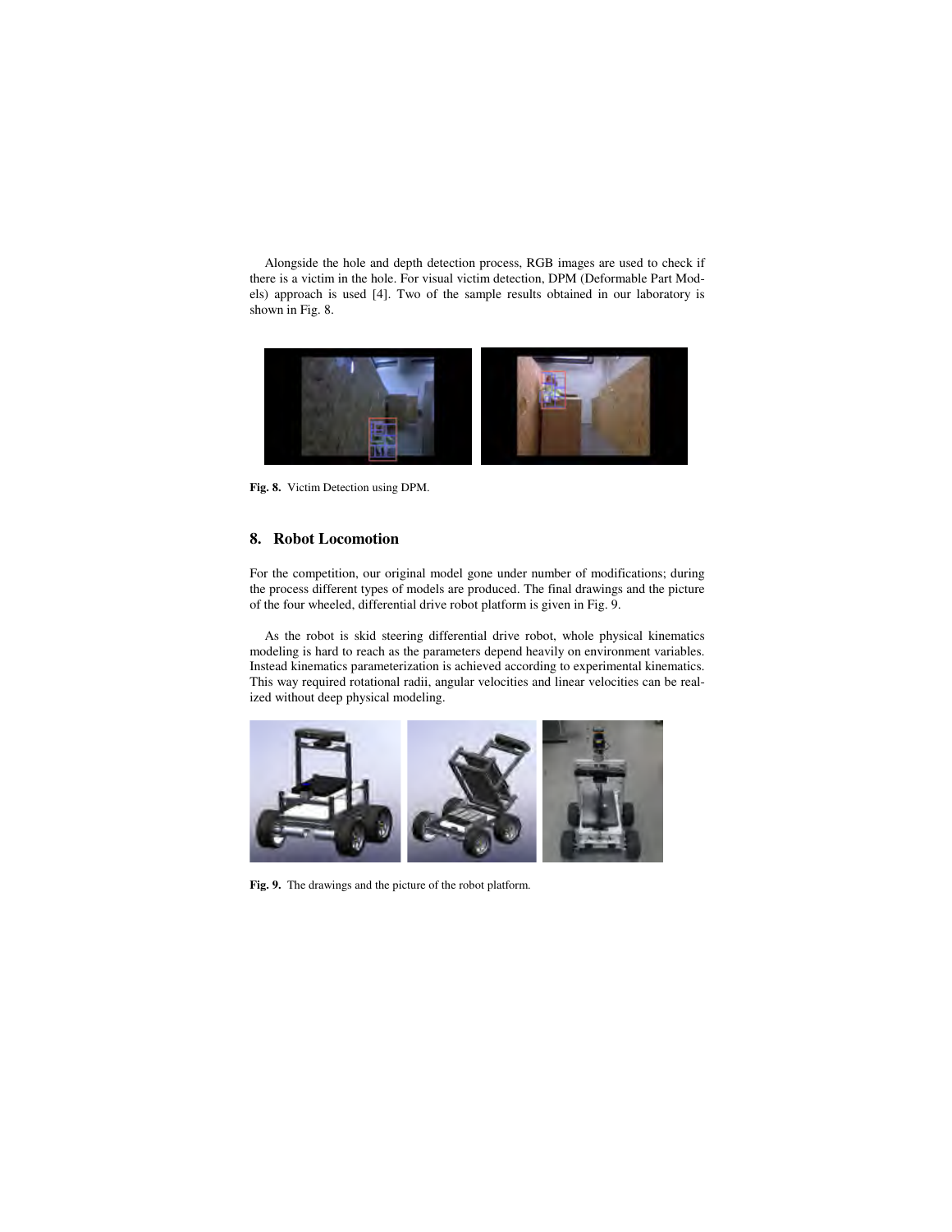Alongside the hole and depth detection process, RGB images are used to check if there is a victim in the hole. For visual victim detection, DPM (Deformable Part Models) approach is used [4]. Two of the sample results obtained in our laboratory is shown in Fig. 8.

**Fig. 8.** Victim Detection using DPM.

## 8. Robot Locomotion

For the competition, our original model gone under number of modifications; during the process different types of models are produced. The final drawings and the picture of the four wheeled, differential drive robot platform is given in Fig. 9.

As the robot is skid steering differential drive robot, whole physical kinematics modeling is hard to reach as the parameters depend heavily on environment variables. Instead kinematics parameterization is achieved according to experimental kinematics. This way required rotational radii, angular velocities and linear velocities can be realized without deep physical modeling.

**Fig. 9.** The drawings and the picture of the robot platform.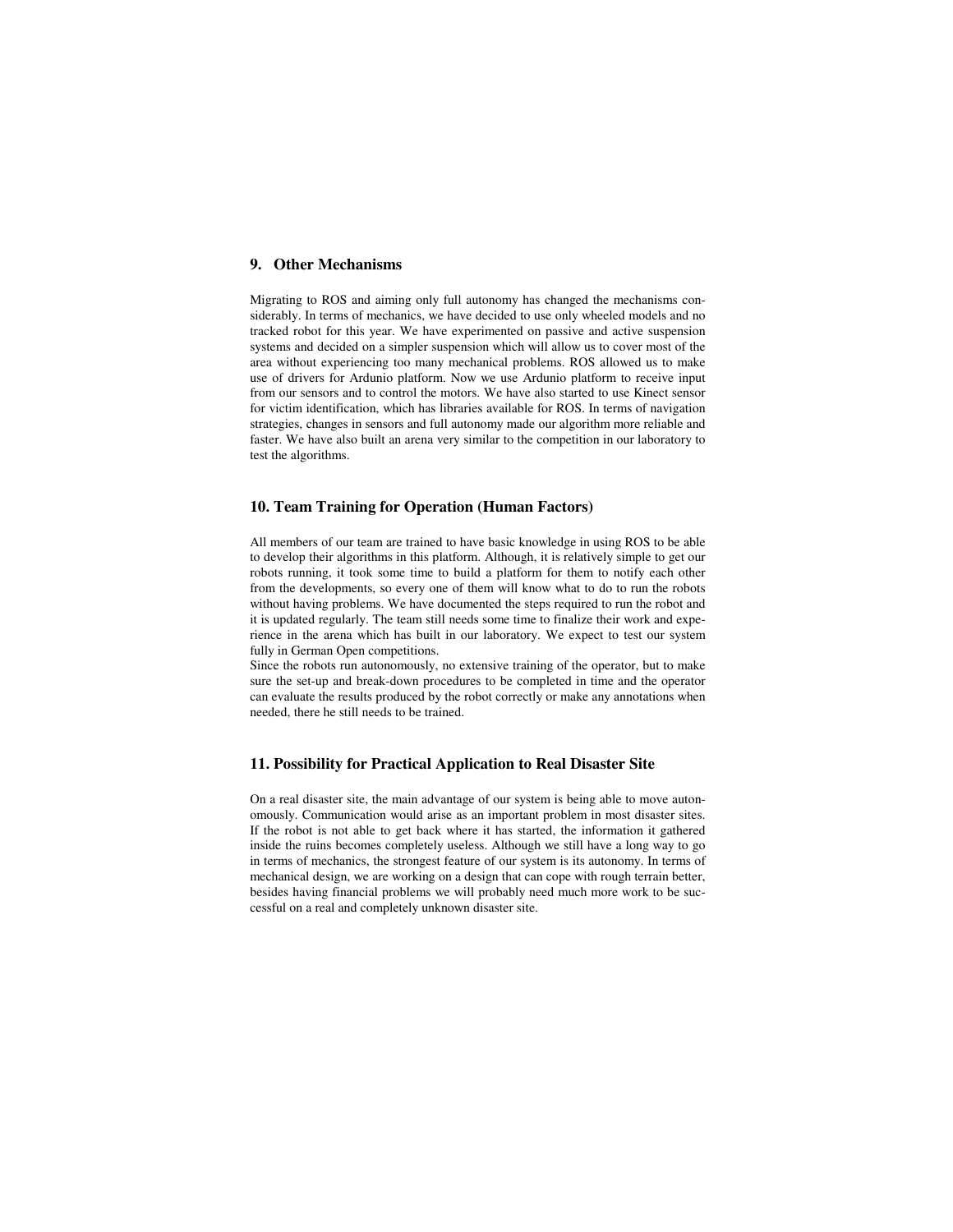## 9. Other Mechanisms

Migrating to ROS and aiming only full autonomy has changed the mechanisms considerably. In terms of mechanics, we have decided to use only wheeled models and no tracked robot for this year. We have experimented on passive and active suspension systems and decided on a simpler suspension which will allow us to cover most of the area without experiencing too many mechanical problems. ROS allowed us to make use of drivers for Ardunio platform. Now we use Ardunio platform to receive input from our sensors and to control the motors. We have also started to use Kinect sensor for victim identification, which has libraries available for ROS. In terms of navigation strategies, changes in sensors and full autonomy made our algorithm more reliable and faster. We have also built an arena very similar to the competition in our laboratory to test the algorithms.

## 10. Team Training for Operation (Human Factors)

All members of our team are trained to have basic knowledge in using ROS to be able to develop their algorithms in this platform. Although, it is relatively simple to get our robots running, it took some time to build a platform for them to notify each other from the developments, so every one of them will know what to do to run the robots without having problems. We have documented the steps required to run the robot and it is updated regularly. The team still needs some time to finalize their work and experience in the arena which has built in our laboratory. We expect to test our system fully in German Open competitions.

Since the robots run autonomously, no extensive training of the operator, but to make sure the set-up and break-down procedures to be completed in time and the operator can evaluate the results produced by the robot correctly or make any annotations when needed, there he still needs to be trained.

## 11. Possibility for Practical Application to Real Disaster Site

On a real disaster site, the main advantage of our system is being able to move autonomously. Communication would arise as an important problem in most disaster sites. If the robot is not able to get back where it has started, the information it gathered inside the ruins becomes completely useless. Although we still have a long way to go in terms of mechanics, the strongest feature of our system is its autonomy. In terms of mechanical design, we are working on a design that can cope with rough terrain better, besides having financial problems we will probably need much more work to be successful on a real and completely unknown disaster site.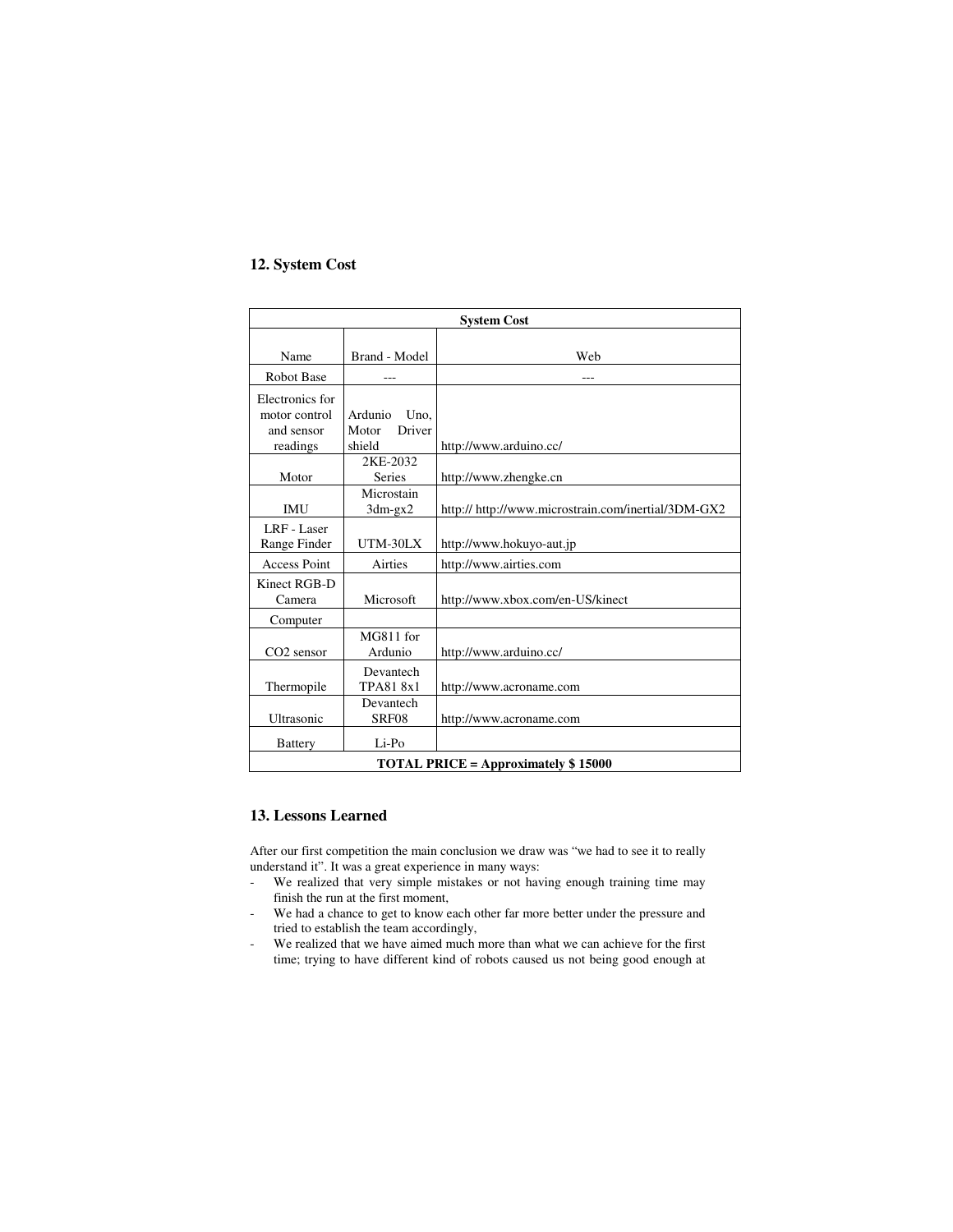## 12. System Cost

| System Cost | | |
|---|---|---|
| Name | Brand - Model | Web |
| Robot Base | --- | --- |
| Electronics for motor control and sensor readings | Ardunio Uno, Motor Driver shield | http://www.arduino.cc/ |
| Motor | 2KE-2032 Series | http://www.zhengke.cn |
| IMU | Microstain 3dm-gx2 | http:// http://www.microstrain.com/inertial/3DM-GX2 |
| LRF - Laser Range Finder | UTM-30LX | http://www.hokuyo-aut.jp |
| Access Point | Airties | http://www.airties.com |
| Kinect RGB-D Camera | Microsoft | http://www.xbox.com/en-US/kinect |
| Computer | | |
| $CO_2$ sensor | MG811 for Ardunio | http://www.arduino.cc/ |
| Thermopile | Devantech TPA81 8x1 | http://www.acroname.com |
| Ultrasonic | Devantech SRF08 | http://www.acroname.com |
| Battery | Li-Po | |
| **TOTAL PRICE = Approximately $ 15000** | | |

## 13. Lessons Learned

After our first competition the main conclusion we draw was "we had to see it to really understand it". It was a great experience in many ways:

- We realized that very simple mistakes or not having enough training time may finish the run at the first moment,
- We had a chance to get to know each other far more better under the pressure and tried to establish the team accordingly,
- We realized that we have aimed much more than what we can achieve for the first time; trying to have different kind of robots caused us not being good enough at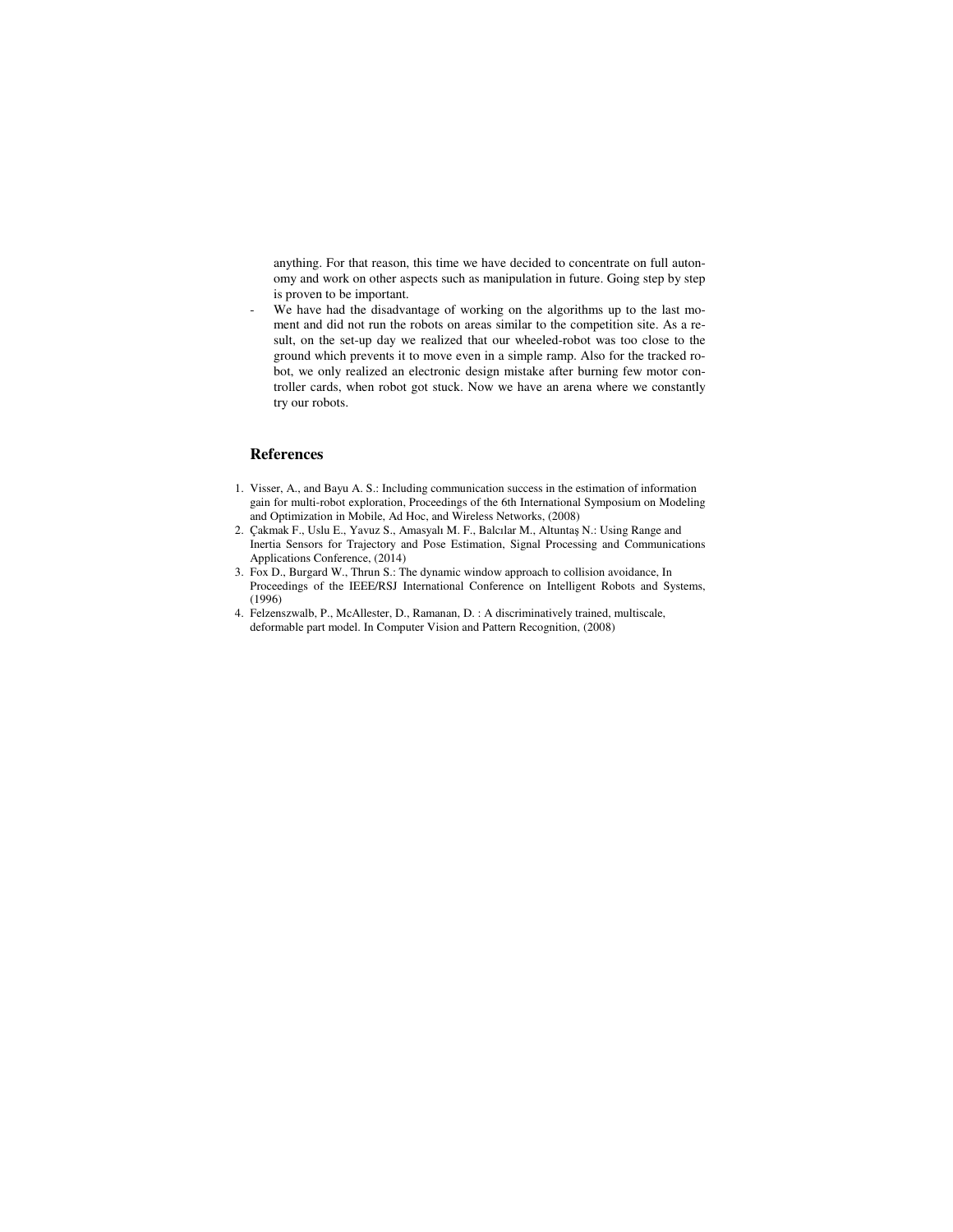anything. For that reason, this time we have decided to concentrate on full autonomy and work on other aspects such as manipulation in future. Going step by step is proven to be important.

- We have had the disadvantage of working on the algorithms up to the last moment and did not run the robots on areas similar to the competition site. As a result, on the set-up day we realized that our wheeled-robot was too close to the ground which prevents it to move even in a simple ramp. Also for the tracked robot, we only realized an electronic design mistake after burning few motor controller cards, when robot got stuck. Now we have an arena where we constantly try our robots.

## References

1. Visser, A., and Bayu A. S.: Including communication success in the estimation of information gain for multi-robot exploration, Proceedings of the 6th International Symposium on Modeling and Optimization in Mobile, Ad Hoc, and Wireless Networks, (2008)
2. Çakmak F., Uslu E., Yavuz S., Amasyalı M. F., Balcılar M., Altuntaş N.: Using Range and Inertia Sensors for Trajectory and Pose Estimation, Signal Processing and Communications Applications Conference, (2014)
3. Fox D., Burgard W., Thrun S.: The dynamic window approach to collision avoidance, In Proceedings of the IEEE/RSJ International Conference on Intelligent Robots and Systems, (1996)
4. Felzenszwalb, P., McAllester, D., Ramanan, D. : A discriminatively trained, multiscale, deformable part model. In Computer Vision and Pattern Recognition, (2008)